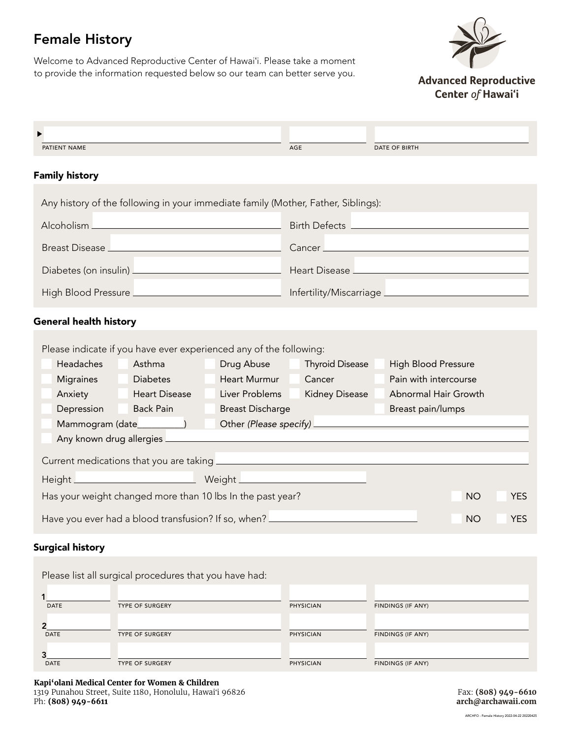# Female History

Welcome to Advanced Reproductive Center of Hawaiʻi. Please take a moment to provide the information requested below so our team can better serve you.

**Advanced Reproductive Center of Hawaiʻi**

| PATIENT NAME | AGE | DATE OF BIRTH |
|---|---|---|
| | | |

## Family history

Any history of the following in your immediate family (Mother, Father, Siblings):

Alcoholism ______

Birth Defects ______

Breast Disease ______

Cancer ______

Diabetes (on insulin) ______

Heart Disease ______

High Blood Pressure ______

Infertility/Miscarriage ______

## General health history

Please indicate if you have ever experienced any of the following:

- [ ] Headaches
- [ ] Asthma
- [ ] Drug Abuse
- [ ] Thyroid Disease
- [ ] High Blood Pressure
- [ ] Migraines
- [ ] Diabetes
- [ ] Heart Murmur
- [ ] Cancer
- [ ] Pain with intercourse
- [ ] Anxiety
- [ ] Heart Disease
- [ ] Liver Problems
- [ ] Kidney Disease
- [ ] Abnormal Hair Growth
- [ ] Depression
- [ ] Back Pain
- [ ] Breast Discharge
- [ ] Breast pain/lumps
- [ ] Mammogram (date________)
- [ ] Other *(Please specify)* ______
- [ ] Any known drug allergies ______

Current medications that you are taking ______

Height ______ Weight ______

Has your weight changed more than 10 lbs In the past year? ☐ NO ☐ YES

Have you ever had a blood transfusion? If so, when? ______ ☐ NO ☐ YES

## Surgical history

Please list all surgical procedures that you have had:

| | DATE | TYPE OF SURGERY | PHYSICIAN | FINDINGS (IF ANY) |
|---|---|---|---|---|
| 1 | | | | |
| 2 | | | | |
| 3 | | | | |

**Kapiʻolani Medical Center for Women & Children**
1319 Punahou Street, Suite 1180, Honolulu, Hawaiʻi 96826
Ph: **(808) 949-6611**

Fax: **(808) 949-6610**
**arch@archawaii.com**

ARCHFO - Female History 2022-04-22 20220425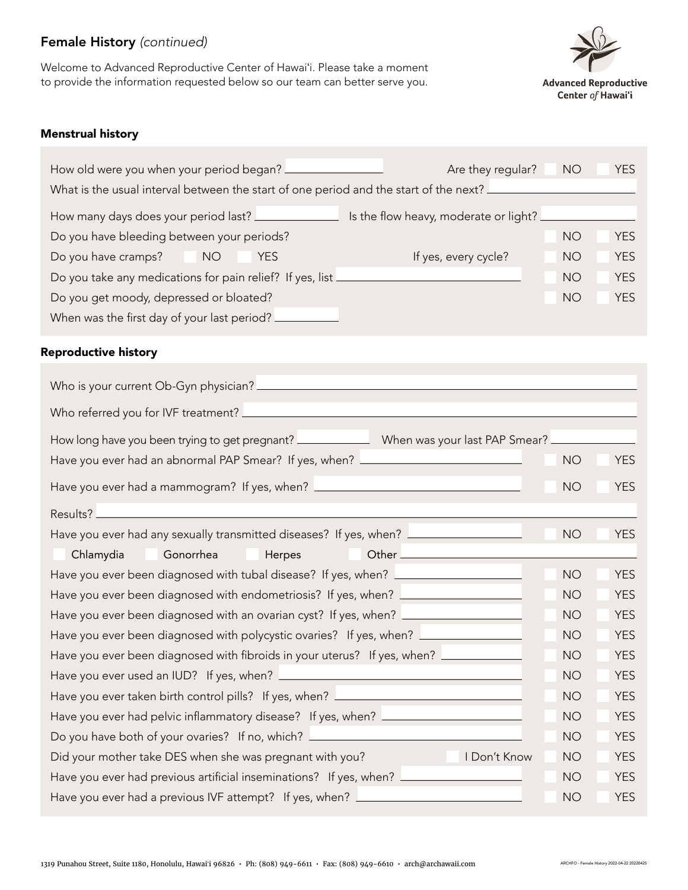## Female History *(continued)*

Welcome to Advanced Reproductive Center of Hawaiʻi. Please take a moment to provide the information requested below so our team can better serve you.

**Advanced Reproductive Center of Hawaiʻi**

### Menstrual history

How old were you when your period began? ______ Are they regular? ☐ NO ☐ YES

What is the usual interval between the start of one period and the start of the next? ______

How many days does your period last? ______ Is the flow heavy, moderate or light? ______

Do you have bleeding between your periods? ☐ NO ☐ YES

Do you have cramps? ☐ NO ☐ YES If yes, every cycle? ☐ NO ☐ YES

Do you take any medications for pain relief? If yes, list ______ ☐ NO ☐ YES

Do you get moody, depressed or bloated? ☐ NO ☐ YES

When was the first day of your last period? ______

### Reproductive history

Who is your current Ob-Gyn physician? ______

Who referred you for IVF treatment? ______

How long have you been trying to get pregnant? ______ When was your last PAP Smear? ______

Have you ever had an abnormal PAP Smear? If yes, when? ______ ☐ NO ☐ YES

Have you ever had a mammogram? If yes, when? ______ ☐ NO ☐ YES

Results? ______

Have you ever had any sexually transmitted diseases? If yes, when? ______ ☐ NO ☐ YES

☐ Chlamydia ☐ Gonorrhea ☐ Herpes ☐ Other ______

Have you ever been diagnosed with tubal disease? If yes, when? ______ ☐ NO ☐ YES

Have you ever been diagnosed with endometriosis? If yes, when? ______ ☐ NO ☐ YES

Have you ever been diagnosed with an ovarian cyst? If yes, when? ______ ☐ NO ☐ YES

Have you ever been diagnosed with polycystic ovaries? If yes, when? ______ ☐ NO ☐ YES

Have you ever been diagnosed with fibroids in your uterus? If yes, when? ______ ☐ NO ☐ YES

Have you ever used an IUD? If yes, when? ______ ☐ NO ☐ YES

Have you ever taken birth control pills? If yes, when? ______ ☐ NO ☐ YES

Have you ever had pelvic inflammatory disease? If yes, when? ______ ☐ NO ☐ YES

Do you have both of your ovaries? If no, which? ______ ☐ NO ☐ YES

Did your mother take DES when she was pregnant with you? ☐ I Don't Know ☐ NO ☐ YES

Have you ever had previous artificial inseminations? If yes, when? ______ ☐ NO ☐ YES

Have you ever had a previous IVF attempt? If yes, when? ______ ☐ NO ☐ YES

1319 Punahou Street, Suite 1180, Honolulu, Hawaiʻi 96826 · Ph: (808) 949-6611 · Fax: (808) 949-6610 · arch@archawaii.com

ARCHFO - Female History 2022-04-22 20220425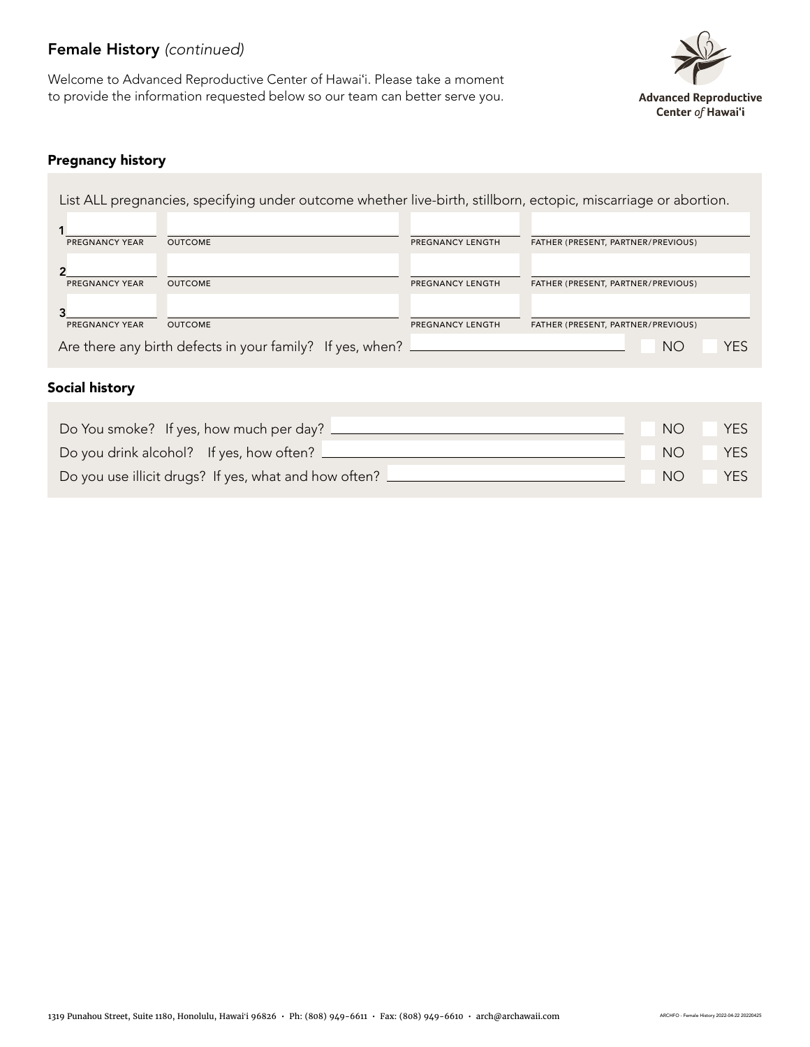## Female History *(continued)*

Welcome to Advanced Reproductive Center of Hawaiʻi. Please take a moment to provide the information requested below so our team can better serve you.

**Advanced Reproductive Center *of* Hawaiʻi**

### Pregnancy history

List ALL pregnancies, specifying under outcome whether live-birth, stillborn, ectopic, miscarriage or abortion.

| | PREGNANCY YEAR | OUTCOME | PREGNANCY LENGTH | FATHER (PRESENT, PARTNER/PREVIOUS) |
|---|---|---|---|---|
| 1 | | | | |
| 2 | | | | |
| 3 | | | | |

Are there any birth defects in your family? If yes, when? ______________ NO YES

### Social history

Do You smoke? If yes, how much per day? ______________ NO YES

Do you drink alcohol? If yes, how often? ______________ NO YES

Do you use illicit drugs? If yes, what and how often? ______________ NO YES

1319 Punahou Street, Suite 1180, Honolulu, Hawaiʻi 96826 · Ph: (808) 949-6611 · Fax: (808) 949-6610 · arch@archawaii.com

ARCHFO - Female History 2022-04-22 20220425